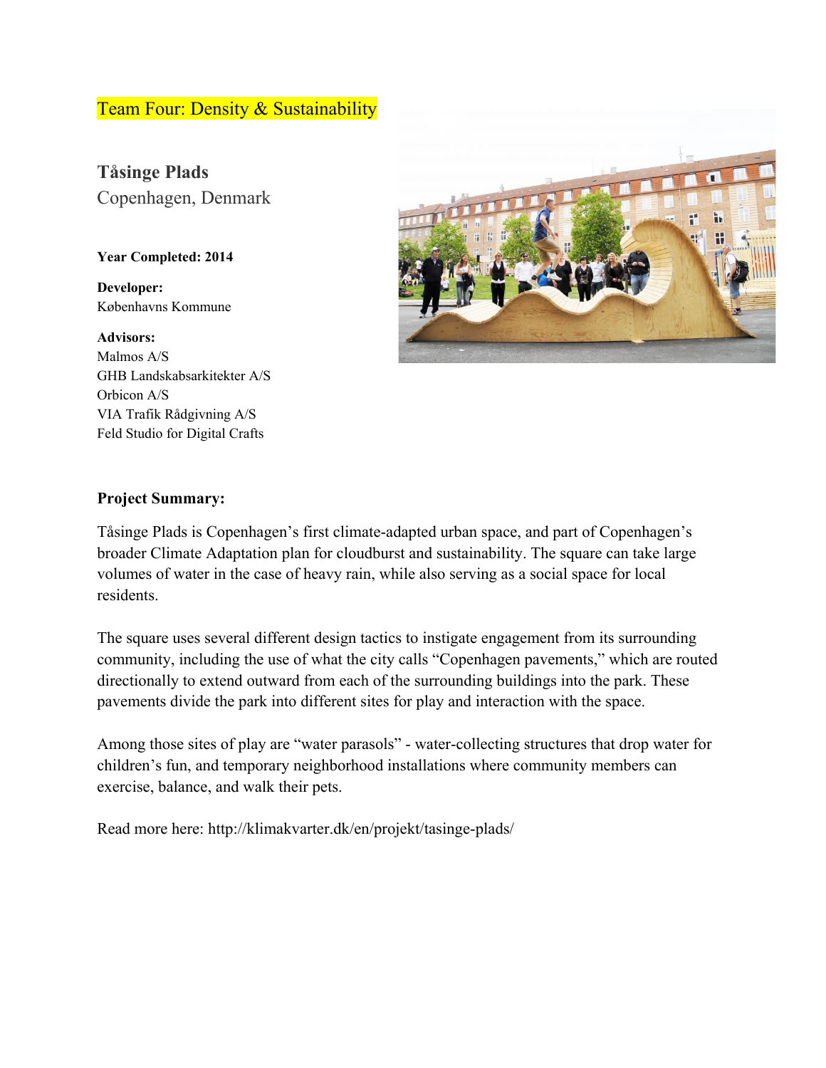Team Four: Density & Sustainability

## Tåsinge Plads

Copenhagen, Denmark

**Year Completed: 2014**

**Developer:**
Københavns Kommune

**Advisors:**
Malmos A/S
GHB Landskabsarkitekter A/S
Orbicon A/S
VIA Trafik Rådgivning A/S
Feld Studio for Digital Crafts

**Project Summary:**

Tåsinge Plads is Copenhagen's first climate-adapted urban space, and part of Copenhagen's broader Climate Adaptation plan for cloudburst and sustainability. The square can take large volumes of water in the case of heavy rain, while also serving as a social space for local residents.

The square uses several different design tactics to instigate engagement from its surrounding community, including the use of what the city calls "Copenhagen pavements," which are routed directionally to extend outward from each of the surrounding buildings into the park. These pavements divide the park into different sites for play and interaction with the space.

Among those sites of play are "water parasols" - water-collecting structures that drop water for children's fun, and temporary neighborhood installations where community members can exercise, balance, and walk their pets.

Read more here: http://klimakvarter.dk/en/projekt/tasinge-plads/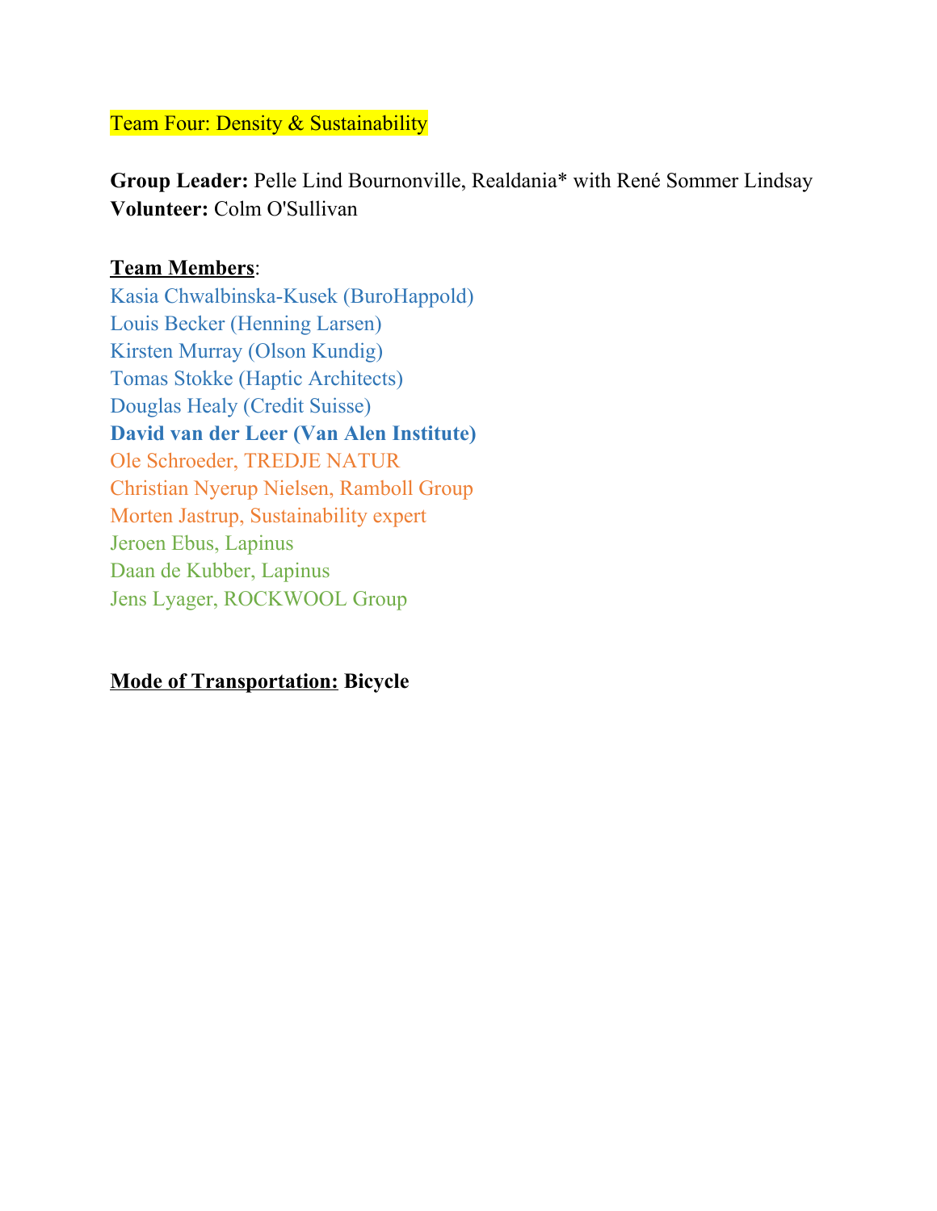Team Four: Density & Sustainability

**Group Leader:** Pelle Lind Bournonville, Realdania* with René Sommer Lindsay
**Volunteer:** Colm O'Sullivan

**Team Members**:

Kasia Chwalbinska-Kusek (BuroHappold)
Louis Becker (Henning Larsen)
Kirsten Murray (Olson Kundig)
Tomas Stokke (Haptic Architects)
Douglas Healy (Credit Suisse)
**David van der Leer (Van Alen Institute)**
Ole Schroeder, TREDJE NATUR
Christian Nyerup Nielsen, Ramboll Group
Morten Jastrup, Sustainability expert
Jeroen Ebus, Lapinus
Daan de Kubber, Lapinus
Jens Lyager, ROCKWOOL Group

**Mode of Transportation:** **Bicycle**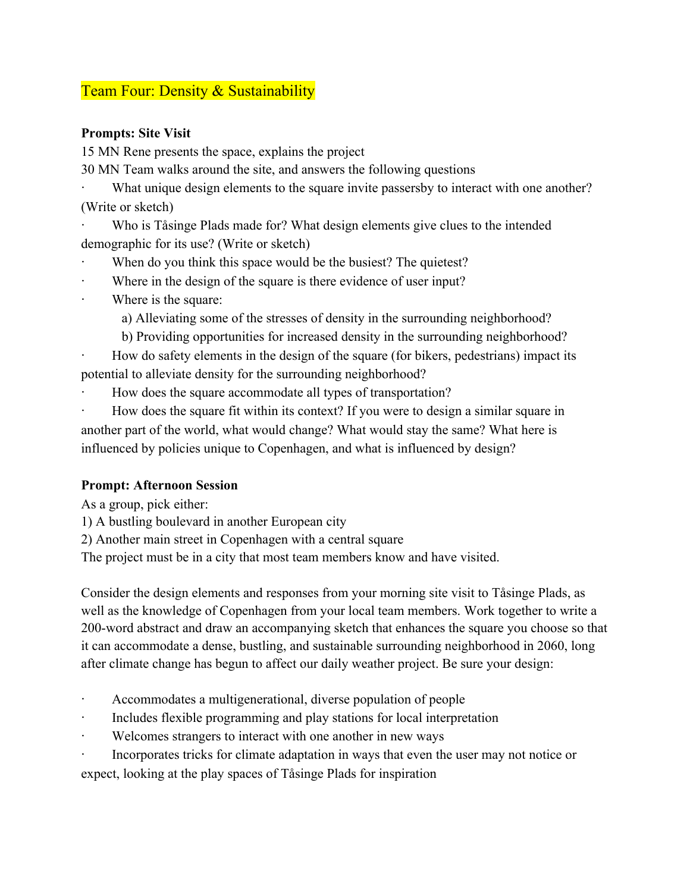## Team Four: Density & Sustainability

**Prompts: Site Visit**

15 MN Rene presents the space, explains the project

30 MN Team walks around the site, and answers the following questions

- What unique design elements to the square invite passersby to interact with one another? (Write or sketch)
- Who is Tåsinge Plads made for? What design elements give clues to the intended demographic for its use? (Write or sketch)
- When do you think this space would be the busiest? The quietest?
- Where in the design of the square is there evidence of user input?
- Where is the square:
  - a) Alleviating some of the stresses of density in the surrounding neighborhood?
  - b) Providing opportunities for increased density in the surrounding neighborhood?
- How do safety elements in the design of the square (for bikers, pedestrians) impact its potential to alleviate density for the surrounding neighborhood?
- How does the square accommodate all types of transportation?
- How does the square fit within its context? If you were to design a similar square in another part of the world, what would change? What would stay the same? What here is influenced by policies unique to Copenhagen, and what is influenced by design?

**Prompt: Afternoon Session**

As a group, pick either:

1) A bustling boulevard in another European city
2) Another main street in Copenhagen with a central square

The project must be in a city that most team members know and have visited.

Consider the design elements and responses from your morning site visit to Tåsinge Plads, as well as the knowledge of Copenhagen from your local team members. Work together to write a 200-word abstract and draw an accompanying sketch that enhances the square you choose so that it can accommodate a dense, bustling, and sustainable surrounding neighborhood in 2060, long after climate change has begun to affect our daily weather project. Be sure your design:

- Accommodates a multigenerational, diverse population of people
- Includes flexible programming and play stations for local interpretation
- Welcomes strangers to interact with one another in new ways
- Incorporates tricks for climate adaptation in ways that even the user may not notice or expect, looking at the play spaces of Tåsinge Plads for inspiration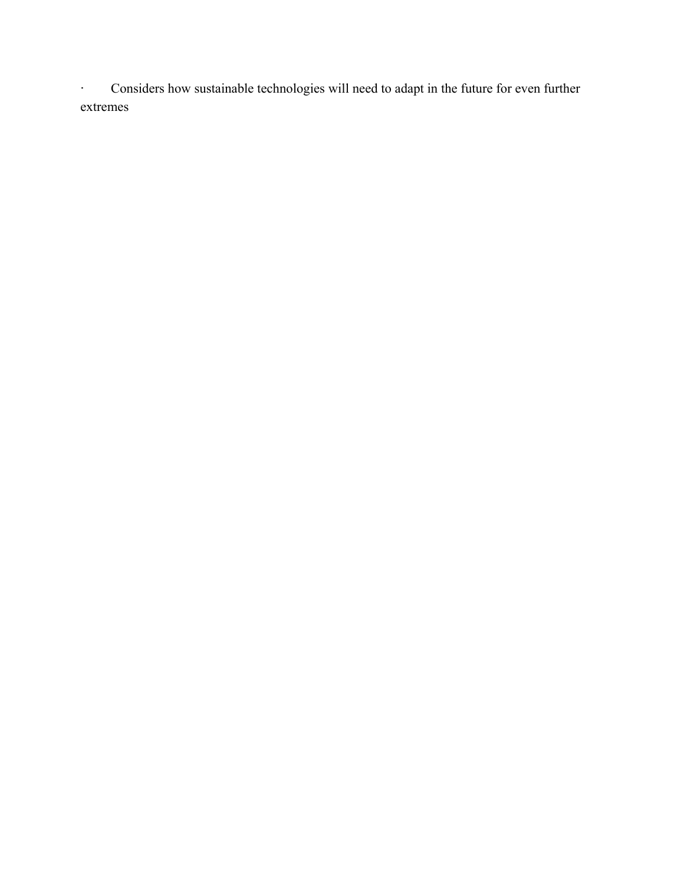- Considers how sustainable technologies will need to adapt in the future for even further extremes